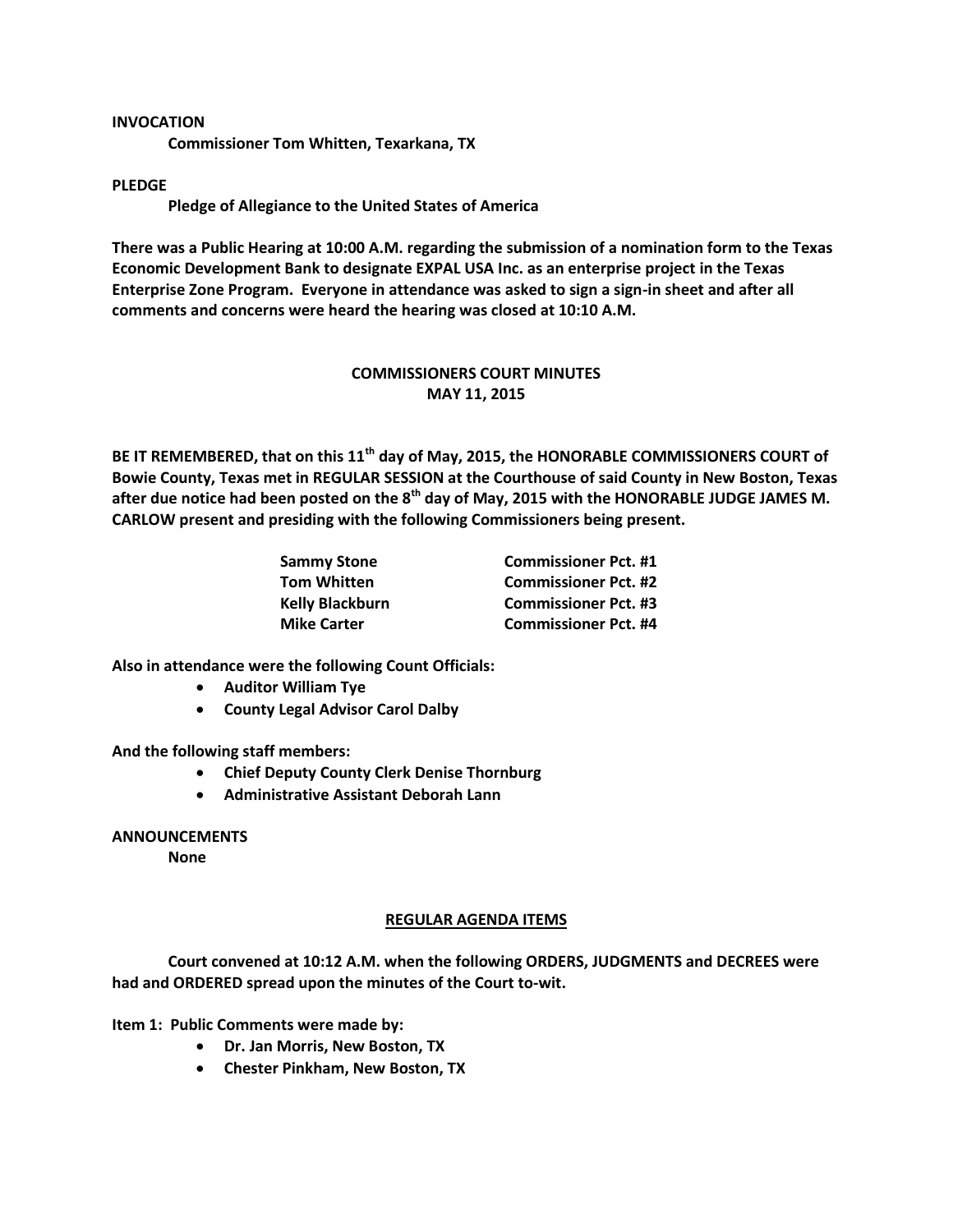**INVOCATION**

**Commissioner Tom Whitten, Texarkana, TX**

**PLEDGE**

**Pledge of Allegiance to the United States of America**

**There was a Public Hearing at 10:00 A.M. regarding the submission of a nomination form to the Texas Economic Development Bank to designate EXPAL USA Inc. as an enterprise project in the Texas Enterprise Zone Program. Everyone in attendance was asked to sign a sign-in sheet and after all comments and concerns were heard the hearing was closed at 10:10 A.M.**

## COMMISSIONERS COURT MINUTES
## MAY 11, 2015

**BE IT REMEMBERED, that on this 11th day of May, 2015, the HONORABLE COMMISSIONERS COURT of Bowie County, Texas met in REGULAR SESSION at the Courthouse of said County in New Boston, Texas after due notice had been posted on the 8th day of May, 2015 with the HONORABLE JUDGE JAMES M. CARLOW present and presiding with the following Commissioners being present.**

| | |
|---|---|
| **Sammy Stone** | **Commissioner Pct. #1** |
| **Tom Whitten** | **Commissioner Pct. #2** |
| **Kelly Blackburn** | **Commissioner Pct. #3** |
| **Mike Carter** | **Commissioner Pct. #4** |

**Also in attendance were the following Count Officials:**

- **Auditor William Tye**
- **County Legal Advisor Carol Dalby**

**And the following staff members:**

- **Chief Deputy County Clerk Denise Thornburg**
- **Administrative Assistant Deborah Lann**

**ANNOUNCEMENTS**

**None**

## REGULAR AGENDA ITEMS

**Court convened at 10:12 A.M. when the following ORDERS, JUDGMENTS and DECREES were had and ORDERED spread upon the minutes of the Court to-wit.**

**Item 1: Public Comments were made by:**

- **Dr. Jan Morris, New Boston, TX**
- **Chester Pinkham, New Boston, TX**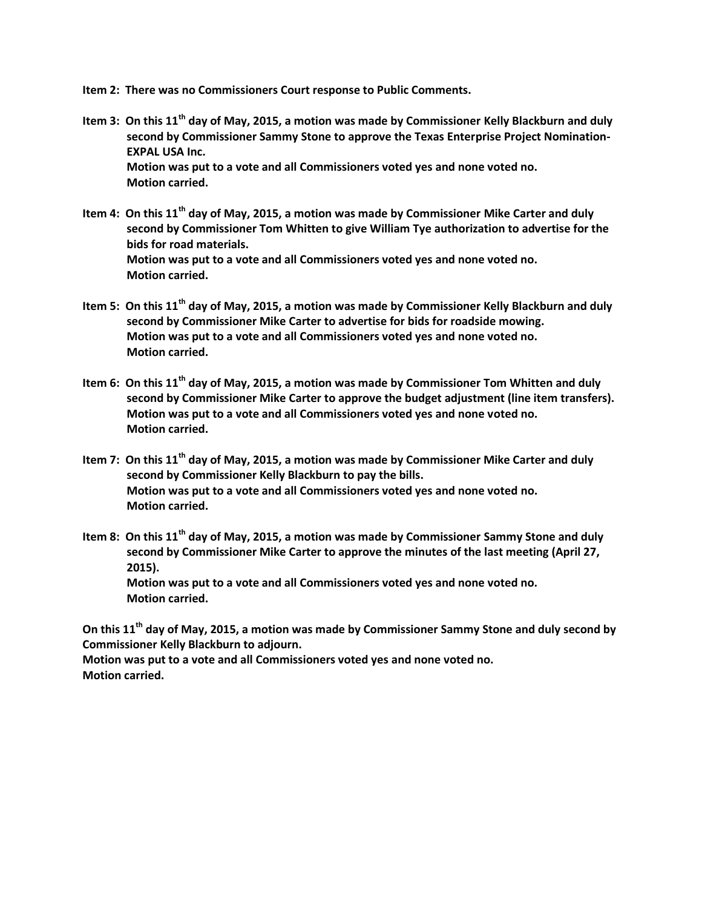**Item 2: There was no Commissioners Court response to Public Comments.**

**Item 3: On this 11th day of May, 2015, a motion was made by Commissioner Kelly Blackburn and duly second by Commissioner Sammy Stone to approve the Texas Enterprise Project Nomination-EXPAL USA Inc.**
**Motion was put to a vote and all Commissioners voted yes and none voted no.**
**Motion carried.**

**Item 4: On this 11th day of May, 2015, a motion was made by Commissioner Mike Carter and duly second by Commissioner Tom Whitten to give William Tye authorization to advertise for the bids for road materials.**
**Motion was put to a vote and all Commissioners voted yes and none voted no.**
**Motion carried.**

**Item 5: On this 11th day of May, 2015, a motion was made by Commissioner Kelly Blackburn and duly second by Commissioner Mike Carter to advertise for bids for roadside mowing.**
**Motion was put to a vote and all Commissioners voted yes and none voted no.**
**Motion carried.**

**Item 6: On this 11th day of May, 2015, a motion was made by Commissioner Tom Whitten and duly second by Commissioner Mike Carter to approve the budget adjustment (line item transfers).**
**Motion was put to a vote and all Commissioners voted yes and none voted no.**
**Motion carried.**

**Item 7: On this 11th day of May, 2015, a motion was made by Commissioner Mike Carter and duly second by Commissioner Kelly Blackburn to pay the bills.**
**Motion was put to a vote and all Commissioners voted yes and none voted no.**
**Motion carried.**

**Item 8: On this 11th day of May, 2015, a motion was made by Commissioner Sammy Stone and duly second by Commissioner Mike Carter to approve the minutes of the last meeting (April 27, 2015).**
**Motion was put to a vote and all Commissioners voted yes and none voted no.**
**Motion carried.**

**On this 11th day of May, 2015, a motion was made by Commissioner Sammy Stone and duly second by Commissioner Kelly Blackburn to adjourn.**
**Motion was put to a vote and all Commissioners voted yes and none voted no.**
**Motion carried.**